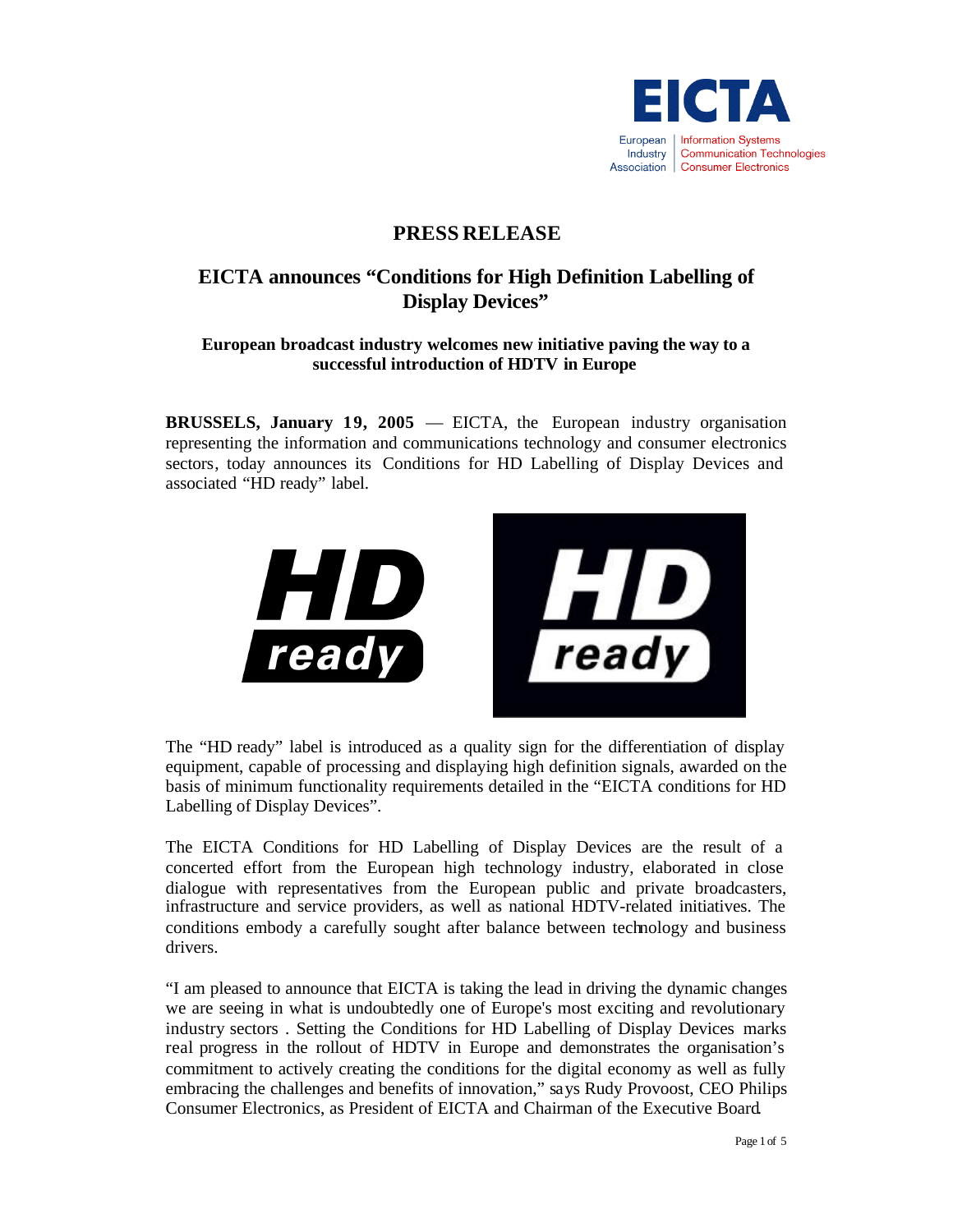EICTA

European Industry Association | Information Systems Communication Technologies Consumer Electronics

# PRESS RELEASE

## EICTA announces "Conditions for High Definition Labelling of Display Devices"

**European broadcast industry welcomes new initiative paving the way to a successful introduction of HDTV in Europe**

**BRUSSELS, January 19, 2005** — EICTA, the European industry organisation representing the information and communications technology and consumer electronics sectors, today announces its Conditions for HD Labelling of Display Devices and associated "HD ready" label.

The "HD ready" label is introduced as a quality sign for the differentiation of display equipment, capable of processing and displaying high definition signals, awarded on the basis of minimum functionality requirements detailed in the "EICTA conditions for HD Labelling of Display Devices".

The EICTA Conditions for HD Labelling of Display Devices are the result of a concerted effort from the European high technology industry, elaborated in close dialogue with representatives from the European public and private broadcasters, infrastructure and service providers, as well as national HDTV-related initiatives. The conditions embody a carefully sought after balance between technology and business drivers.

"I am pleased to announce that EICTA is taking the lead in driving the dynamic changes we are seeing in what is undoubtedly one of Europe's most exciting and revolutionary industry sectors . Setting the Conditions for HD Labelling of Display Devices marks real progress in the rollout of HDTV in Europe and demonstrates the organisation's commitment to actively creating the conditions for the digital economy as well as fully embracing the challenges and benefits of innovation," says Rudy Provoost, CEO Philips Consumer Electronics, as President of EICTA and Chairman of the Executive Board.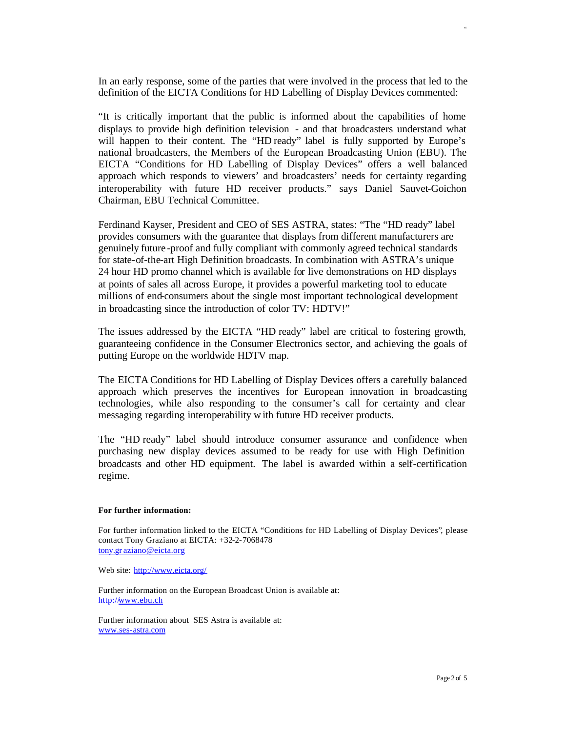In an early response, some of the parties that were involved in the process that led to the definition of the EICTA Conditions for HD Labelling of Display Devices commented:

"It is critically important that the public is informed about the capabilities of home displays to provide high definition television - and that broadcasters understand what will happen to their content. The "HD ready" label is fully supported by Europe's national broadcasters, the Members of the European Broadcasting Union (EBU). The EICTA "Conditions for HD Labelling of Display Devices" offers a well balanced approach which responds to viewers' and broadcasters' needs for certainty regarding interoperability with future HD receiver products." says Daniel Sauvet-Goichon Chairman, EBU Technical Committee.

Ferdinand Kayser, President and CEO of SES ASTRA, states: "The "HD ready" label provides consumers with the guarantee that displays from different manufacturers are genuinely future-proof and fully compliant with commonly agreed technical standards for state-of-the-art High Definition broadcasts. In combination with ASTRA's unique 24 hour HD promo channel which is available for live demonstrations on HD displays at points of sales all across Europe, it provides a powerful marketing tool to educate millions of end-consumers about the single most important technological development in broadcasting since the introduction of color TV: HDTV!"

The issues addressed by the EICTA "HD ready" label are critical to fostering growth, guaranteeing confidence in the Consumer Electronics sector, and achieving the goals of putting Europe on the worldwide HDTV map.

The EICTA Conditions for HD Labelling of Display Devices offers a carefully balanced approach which preserves the incentives for European innovation in broadcasting technologies, while also responding to the consumer's call for certainty and clear messaging regarding interoperability with future HD receiver products.

The "HD ready" label should introduce consumer assurance and confidence when purchasing new display devices assumed to be ready for use with High Definition broadcasts and other HD equipment. The label is awarded within a self-certification regime.

**For further information:**

For further information linked to the EICTA "Conditions for HD Labelling of Display Devices", please contact Tony Graziano at EICTA: +32-2-7068478
tony.graziano@eicta.org

Web site: http://www.eicta.org/

Further information on the European Broadcast Union is available at:
http://www.ebu.ch

Further information about SES Astra is available at:
www.ses-astra.com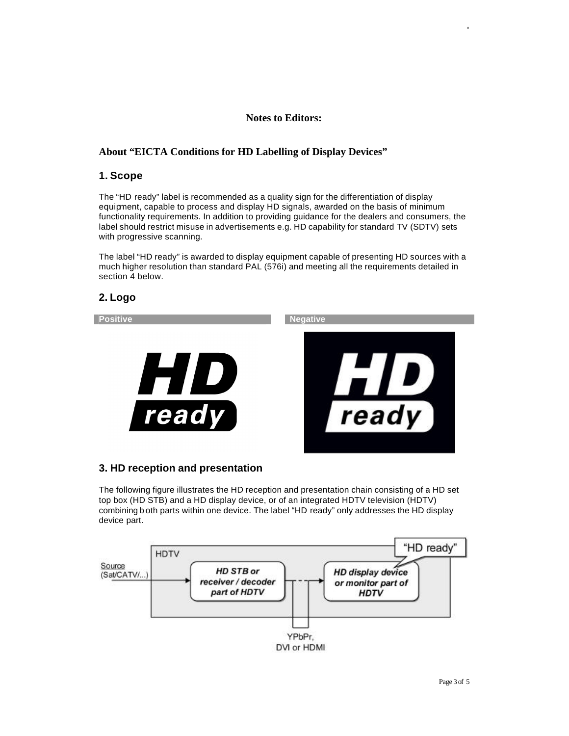**Notes to Editors:**

## About "EICTA Conditions for HD Labelling of Display Devices"

### 1. Scope

The "HD ready" label is recommended as a quality sign for the differentiation of display equipment, capable to process and display HD signals, awarded on the basis of minimum functionality requirements. In addition to providing guidance for the dealers and consumers, the label should restrict misuse in advertisements e.g. HD capability for standard TV (SDTV) sets with progressive scanning.

The label "HD ready" is awarded to display equipment capable of presenting HD sources with a much higher resolution than standard PAL (576i) and meeting all the requirements detailed in section 4 below.

### 2. Logo

| Positive | Negative |
| --- | --- |
| HD ready | HD ready |

### 3. HD reception and presentation

The following figure illustrates the HD reception and presentation chain consisting of a HD set top box (HD STB) and a HD display device, or of an integrated HDTV television (HDTV) combining both parts within one device. The label "HD ready" only addresses the HD display device part.

HDTV

Source (Sat/CATV/...) → **HD STB or receiver / decoder part of HDTV** → **HD display device or monitor part of HDTV** ("HD ready")

YPbPr, DVI or HDMI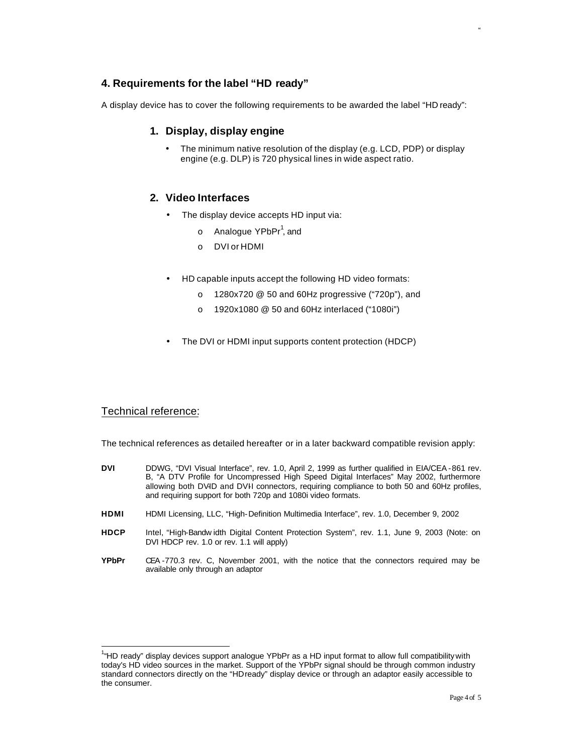## 4. Requirements for the label "HD ready"

A display device has to cover the following requirements to be awarded the label "HD ready":

### 1. Display, display engine

- The minimum native resolution of the display (e.g. LCD, PDP) or display engine (e.g. DLP) is 720 physical lines in wide aspect ratio.

### 2. Video Interfaces

- The display device accepts HD input via:
  - Analogue YPbPr[1], and
  - DVI or HDMI
- HD capable inputs accept the following HD video formats:
  - 1280x720 @ 50 and 60Hz progressive ("720p"), and
  - 1920x1080 @ 50 and 60Hz interlaced ("1080i")
- The DVI or HDMI input supports content protection (HDCP)

Technical reference:

The technical references as detailed hereafter or in a later backward compatible revision apply:

**DVI** DDWG, "DVI Visual Interface", rev. 1.0, April 2, 1999 as further qualified in EIA/CEA-861 rev. B, "A DTV Profile for Uncompressed High Speed Digital Interfaces" May 2002, furthermore allowing both DVI-D and DVI-I connectors, requiring compliance to both 50 and 60Hz profiles, and requiring support for both 720p and 1080i video formats.

**HDMI** HDMI Licensing, LLC, "High-Definition Multimedia Interface", rev. 1.0, December 9, 2002

**HDCP** Intel, "High-Bandwidth Digital Content Protection System", rev. 1.1, June 9, 2003 (Note: on DVI HDCP rev. 1.0 or rev. 1.1 will apply)

**YPbPr** CEA-770.3 rev. C, November 2001, with the notice that the connectors required may be available only through an adaptor

[1] "HD ready" display devices support analogue YPbPr as a HD input format to allow full compatibility with today's HD video sources in the market. Support of the YPbPr signal should be through common industry standard connectors directly on the "HD ready" display device or through an adaptor easily accessible to the consumer.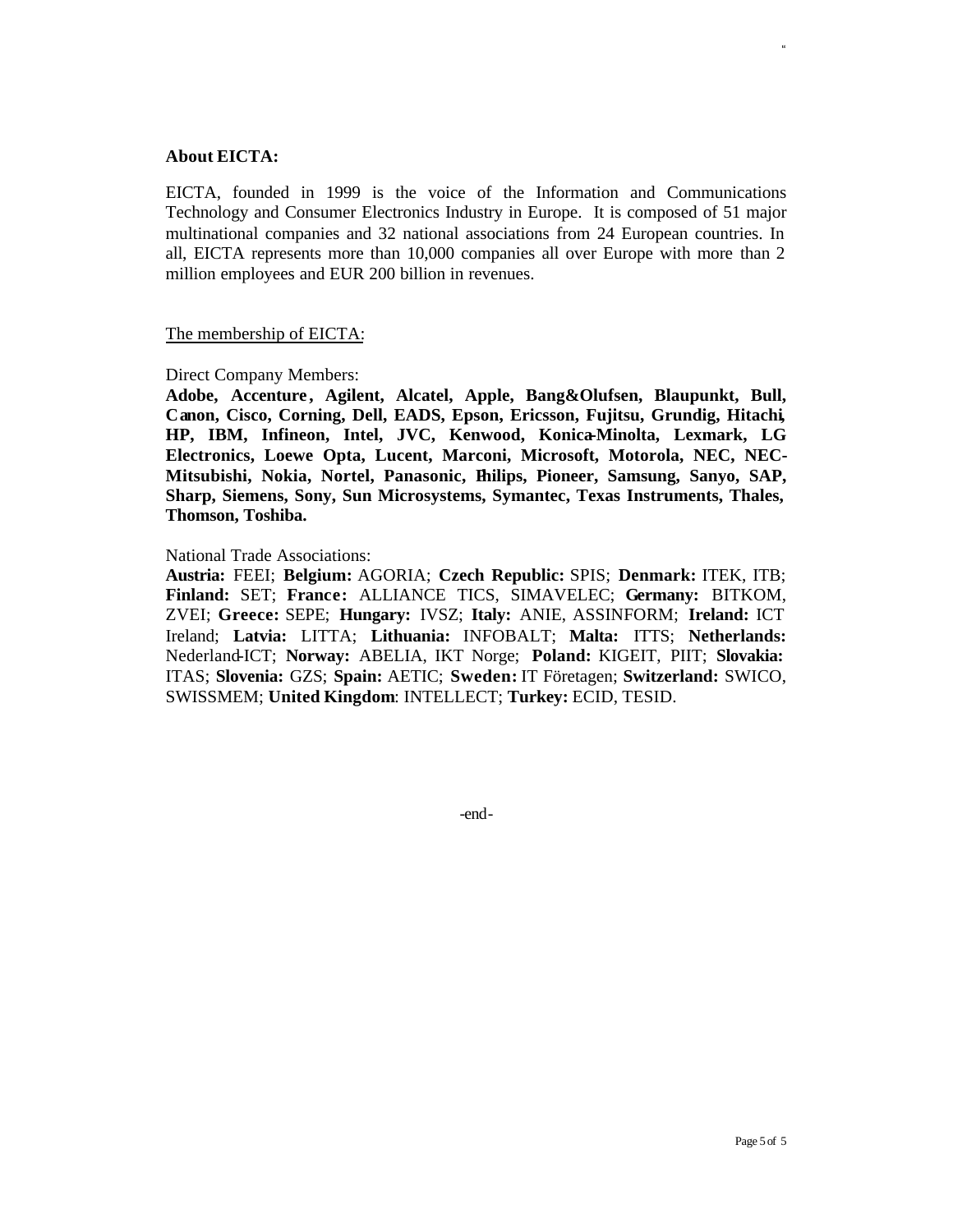**About EICTA:**

EICTA, founded in 1999 is the voice of the Information and Communications Technology and Consumer Electronics Industry in Europe. It is composed of 51 major multinational companies and 32 national associations from 24 European countries. In all, EICTA represents more than 10,000 companies all over Europe with more than 2 million employees and EUR 200 billion in revenues.

The membership of EICTA:

Direct Company Members:
**Adobe, Accenture, Agilent, Alcatel, Apple, Bang&Olufsen, Blaupunkt, Bull, Canon, Cisco, Corning, Dell, EADS, Epson, Ericsson, Fujitsu, Grundig, Hitachi, HP, IBM, Infineon, Intel, JVC, Kenwood, Konica-Minolta, Lexmark, LG Electronics, Loewe Opta, Lucent, Marconi, Microsoft, Motorola, NEC, NEC-Mitsubishi, Nokia, Nortel, Panasonic, Philips, Pioneer, Samsung, Sanyo, SAP, Sharp, Siemens, Sony, Sun Microsystems, Symantec, Texas Instruments, Thales, Thomson, Toshiba.**

National Trade Associations:
**Austria:** FEEI; **Belgium:** AGORIA; **Czech Republic:** SPIS; **Denmark:** ITEK, ITB; **Finland:** SET; **France:** ALLIANCE TICS, SIMAVELEC; **Germany:** BITKOM, ZVEI; **Greece:** SEPE; **Hungary:** IVSZ; **Italy:** ANIE, ASSINFORM; **Ireland:** ICT Ireland; **Latvia:** LITTA; **Lithuania:** INFOBALT; **Malta:** ITTS; **Netherlands:** Nederland-ICT; **Norway:** ABELIA, IKT Norge; **Poland:** KIGEIT, PIIT; **Slovakia:** ITAS; **Slovenia:** GZS; **Spain:** AETIC; **Sweden:** IT Företagen; **Switzerland:** SWICO, SWISSMEM; **United Kingdom**: INTELLECT; **Turkey:** ECID, TESID.

-end-